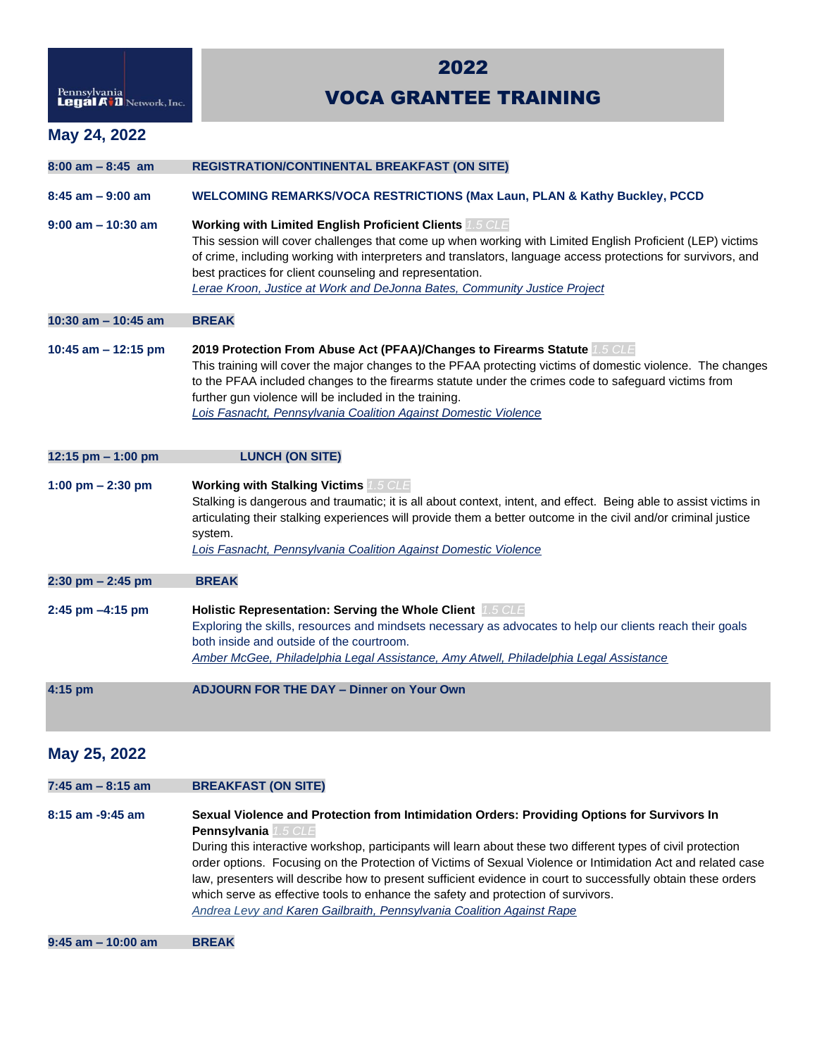Pennsylvania Legal Aid Network, Inc.

# 2022 VOCA GRANTEE TRAINING

## May 24, 2022

**8:00 am – 8:45 am** — **REGISTRATION/CONTINENTAL BREAKFAST (ON SITE)**

**8:45 am – 9:00 am** — **WELCOMING REMARKS/VOCA RESTRICTIONS (Max Laun, PLAN & Kathy Buckley, PCCD**

**9:00 am – 10:30 am** — **Working with Limited English Proficient Clients** *1.5 CLE*

This session will cover challenges that come up when working with Limited English Proficient (LEP) victims of crime, including working with interpreters and translators, language access protections for survivors, and best practices for client counseling and representation.

*Lerae Kroon, Justice at Work and DeJonna Bates, Community Justice Project*

**10:30 am – 10:45 am** — **BREAK**

**10:45 am – 12:15 pm** — **2019 Protection From Abuse Act (PFAA)/Changes to Firearms Statute** *1.5 CLE*

This training will cover the major changes to the PFAA protecting victims of domestic violence. The changes to the PFAA included changes to the firearms statute under the crimes code to safeguard victims from further gun violence will be included in the training.

*Lois Fasnacht, Pennsylvania Coalition Against Domestic Violence*

**12:15 pm – 1:00 pm** — **LUNCH (ON SITE)**

**1:00 pm – 2:30 pm** — **Working with Stalking Victims** *1.5 CLE*

Stalking is dangerous and traumatic; it is all about context, intent, and effect. Being able to assist victims in articulating their stalking experiences will provide them a better outcome in the civil and/or criminal justice system.

*Lois Fasnacht, Pennsylvania Coalition Against Domestic Violence*

**2:30 pm – 2:45 pm** — **BREAK**

**2:45 pm –4:15 pm** — **Holistic Representation: Serving the Whole Client** *1.5 CLE*

Exploring the skills, resources and mindsets necessary as advocates to help our clients reach their goals both inside and outside of the courtroom.

*Amber McGee, Philadelphia Legal Assistance, Amy Atwell, Philadelphia Legal Assistance*

**4:15 pm** — **ADJOURN FOR THE DAY – Dinner on Your Own**

## May 25, 2022

**7:45 am – 8:15 am** — **BREAKFAST (ON SITE)**

**8:15 am -9:45 am** — **Sexual Violence and Protection from Intimidation Orders: Providing Options for Survivors In Pennsylvania** *1.5 CLE*

During this interactive workshop, participants will learn about these two different types of civil protection order options. Focusing on the Protection of Victims of Sexual Violence or Intimidation Act and related case law, presenters will describe how to present sufficient evidence in court to successfully obtain these orders which serve as effective tools to enhance the safety and protection of survivors.

*Andrea Levy and Karen Gailbraith, Pennsylvania Coalition Against Rape*

**9:45 am – 10:00 am** — **BREAK**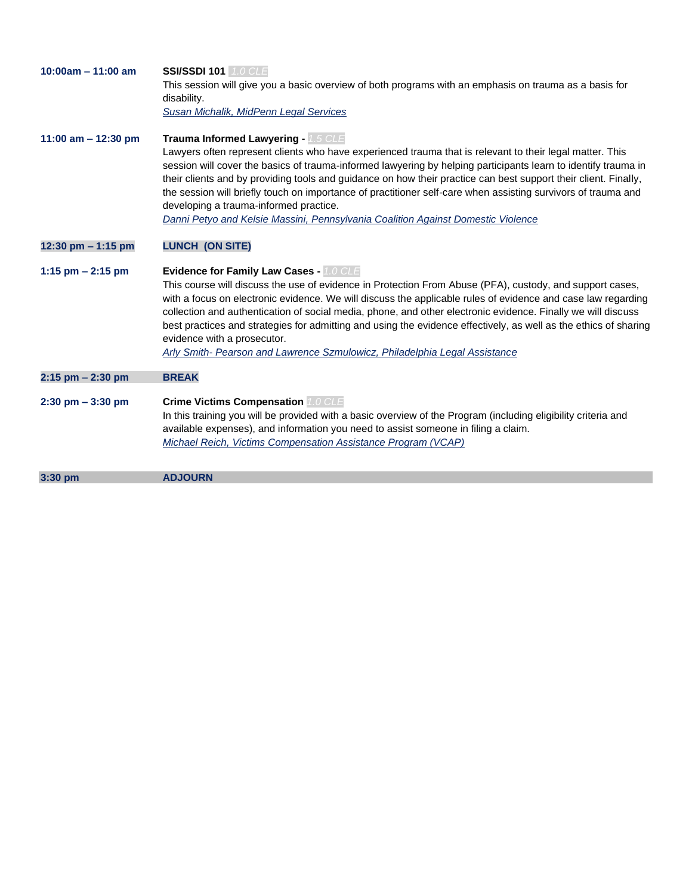**10:00am – 11:00 am**

**SSI/SSDI 101** *1.0 CLE*
This session will give you a basic overview of both programs with an emphasis on trauma as a basis for disability.
*Susan Michalik, MidPenn Legal Services*

**11:00 am – 12:30 pm**

**Trauma Informed Lawyering -** *1.5 CLE*
Lawyers often represent clients who have experienced trauma that is relevant to their legal matter. This session will cover the basics of trauma-informed lawyering by helping participants learn to identify trauma in their clients and by providing tools and guidance on how their practice can best support their client. Finally, the session will briefly touch on importance of practitioner self-care when assisting survivors of trauma and developing a trauma-informed practice.
*Danni Petyo and Kelsie Massini, Pennsylvania Coalition Against Domestic Violence*

**12:30 pm – 1:15 pm**

**LUNCH (ON SITE)**

**1:15 pm – 2:15 pm**

**Evidence for Family Law Cases -** *1.0 CLE*
This course will discuss the use of evidence in Protection From Abuse (PFA), custody, and support cases, with a focus on electronic evidence. We will discuss the applicable rules of evidence and case law regarding collection and authentication of social media, phone, and other electronic evidence. Finally we will discuss best practices and strategies for admitting and using the evidence effectively, as well as the ethics of sharing evidence with a prosecutor.
*Arly Smith- Pearson and Lawrence Szmulowicz, Philadelphia Legal Assistance*

**2:15 pm – 2:30 pm**

**BREAK**

**2:30 pm – 3:30 pm**

**Crime Victims Compensation** *1.0 CLE*
In this training you will be provided with a basic overview of the Program (including eligibility criteria and available expenses), and information you need to assist someone in filing a claim.
*Michael Reich, Victims Compensation Assistance Program (VCAP)*

**3:30 pm**

**ADJOURN**